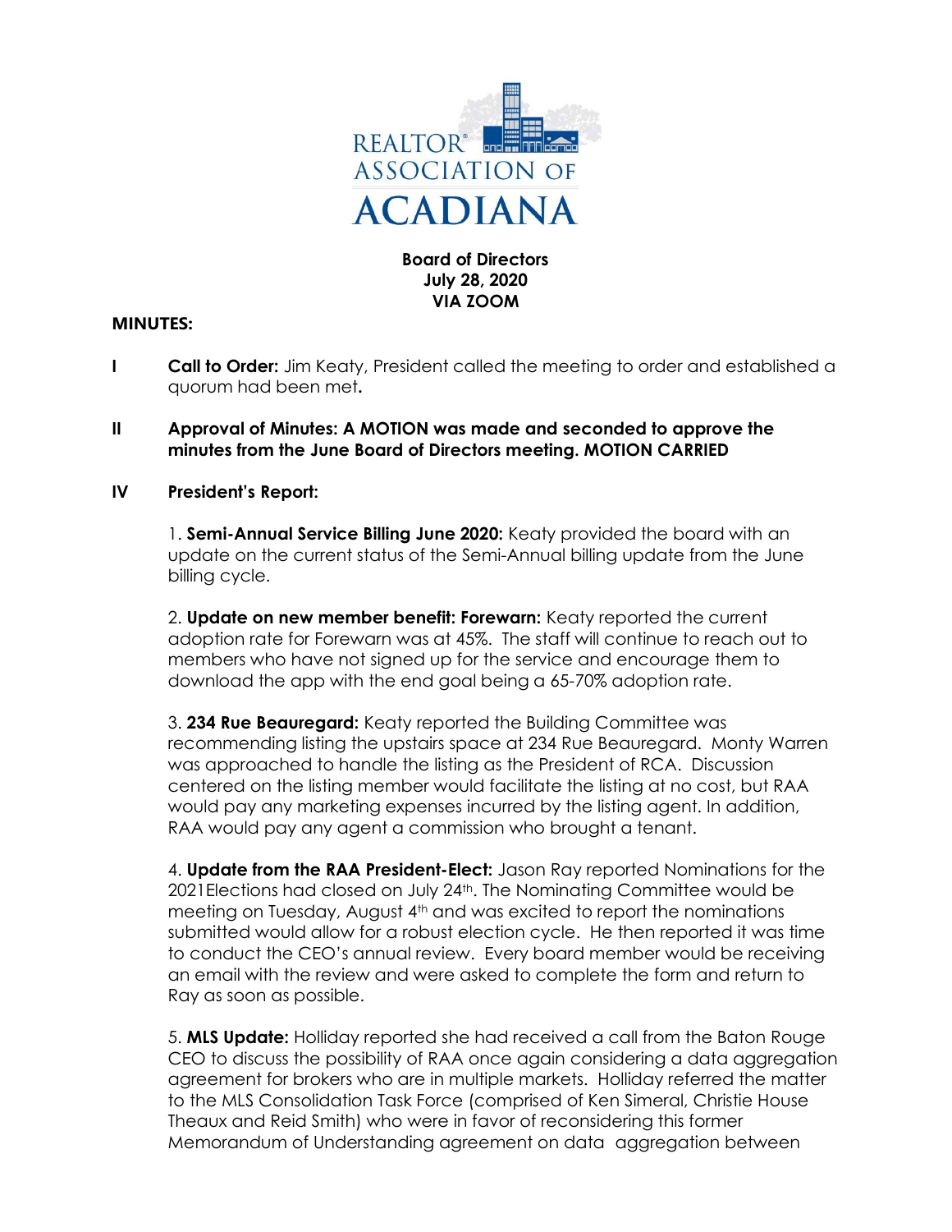**Board of Directors**
**July 28, 2020**
**VIA ZOOM**

**MINUTES:**

**I** **Call to Order:** Jim Keaty, President called the meeting to order and established a quorum had been met**.**

**II** **Approval of Minutes: A MOTION was made and seconded to approve the minutes from the June Board of Directors meeting. MOTION CARRIED**

**IV** **President's Report:**

1. **Semi-Annual Service Billing June 2020:** Keaty provided the board with an update on the current status of the Semi-Annual billing update from the June billing cycle.

2. **Update on new member benefit: Forewarn:** Keaty reported the current adoption rate for Forewarn was at 45%. The staff will continue to reach out to members who have not signed up for the service and encourage them to download the app with the end goal being a 65-70% adoption rate.

3. **234 Rue Beauregard:** Keaty reported the Building Committee was recommending listing the upstairs space at 234 Rue Beauregard. Monty Warren was approached to handle the listing as the President of RCA. Discussion centered on the listing member would facilitate the listing at no cost, but RAA would pay any marketing expenses incurred by the listing agent. In addition, RAA would pay any agent a commission who brought a tenant.

4. **Update from the RAA President-Elect:** Jason Ray reported Nominations for the 2021Elections had closed on July 24th. The Nominating Committee would be meeting on Tuesday, August 4th and was excited to report the nominations submitted would allow for a robust election cycle. He then reported it was time to conduct the CEO's annual review. Every board member would be receiving an email with the review and were asked to complete the form and return to Ray as soon as possible.

5. **MLS Update:** Holliday reported she had received a call from the Baton Rouge CEO to discuss the possibility of RAA once again considering a data aggregation agreement for brokers who are in multiple markets. Holliday referred the matter to the MLS Consolidation Task Force (comprised of Ken Simeral, Christie House Theaux and Reid Smith) who were in favor of reconsidering this former Memorandum of Understanding agreement on data aggregation between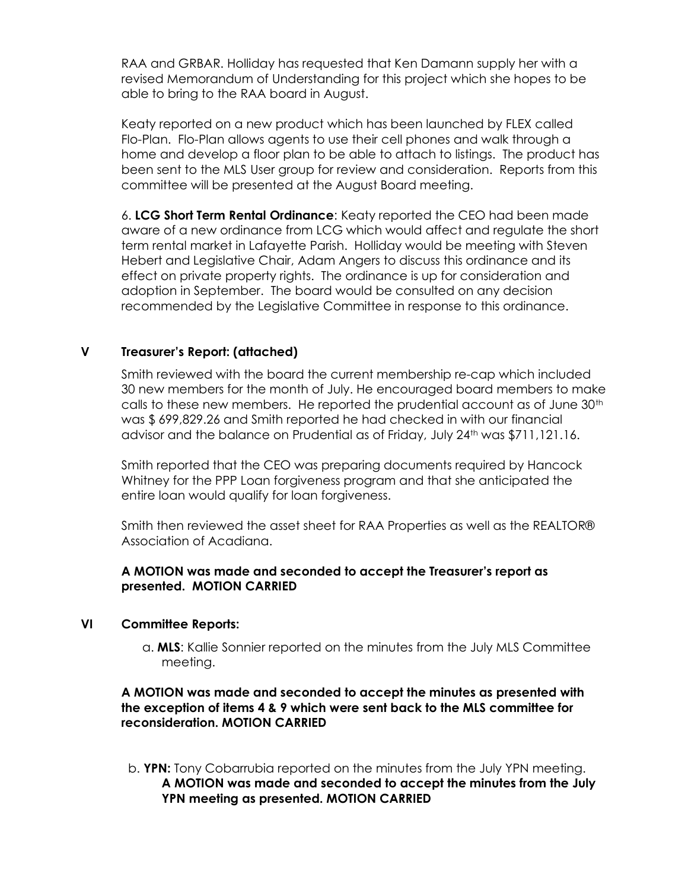RAA and GRBAR. Holliday has requested that Ken Damann supply her with a revised Memorandum of Understanding for this project which she hopes to be able to bring to the RAA board in August.

Keaty reported on a new product which has been launched by FLEX called Flo-Plan. Flo-Plan allows agents to use their cell phones and walk through a home and develop a floor plan to be able to attach to listings. The product has been sent to the MLS User group for review and consideration. Reports from this committee will be presented at the August Board meeting.

6. **LCG Short Term Rental Ordinance**: Keaty reported the CEO had been made aware of a new ordinance from LCG which would affect and regulate the short term rental market in Lafayette Parish. Holliday would be meeting with Steven Hebert and Legislative Chair, Adam Angers to discuss this ordinance and its effect on private property rights. The ordinance is up for consideration and adoption in September. The board would be consulted on any decision recommended by the Legislative Committee in response to this ordinance.

## V Treasurer's Report: (attached)

Smith reviewed with the board the current membership re-cap which included 30 new members for the month of July. He encouraged board members to make calls to these new members. He reported the prudential account as of June 30th was $ 699,829.26 and Smith reported he had checked in with our financial advisor and the balance on Prudential as of Friday, July 24th was $711,121.16.

Smith reported that the CEO was preparing documents required by Hancock Whitney for the PPP Loan forgiveness program and that she anticipated the entire loan would qualify for loan forgiveness.

Smith then reviewed the asset sheet for RAA Properties as well as the REALTOR® Association of Acadiana.

**A MOTION was made and seconded to accept the Treasurer's report as presented. MOTION CARRIED**

## VI Committee Reports:

a. **MLS**: Kallie Sonnier reported on the minutes from the July MLS Committee meeting.

**A MOTION was made and seconded to accept the minutes as presented with the exception of items 4 & 9 which were sent back to the MLS committee for reconsideration. MOTION CARRIED**

b. **YPN:** Tony Cobarrubia reported on the minutes from the July YPN meeting.
**A MOTION was made and seconded to accept the minutes from the July YPN meeting as presented. MOTION CARRIED**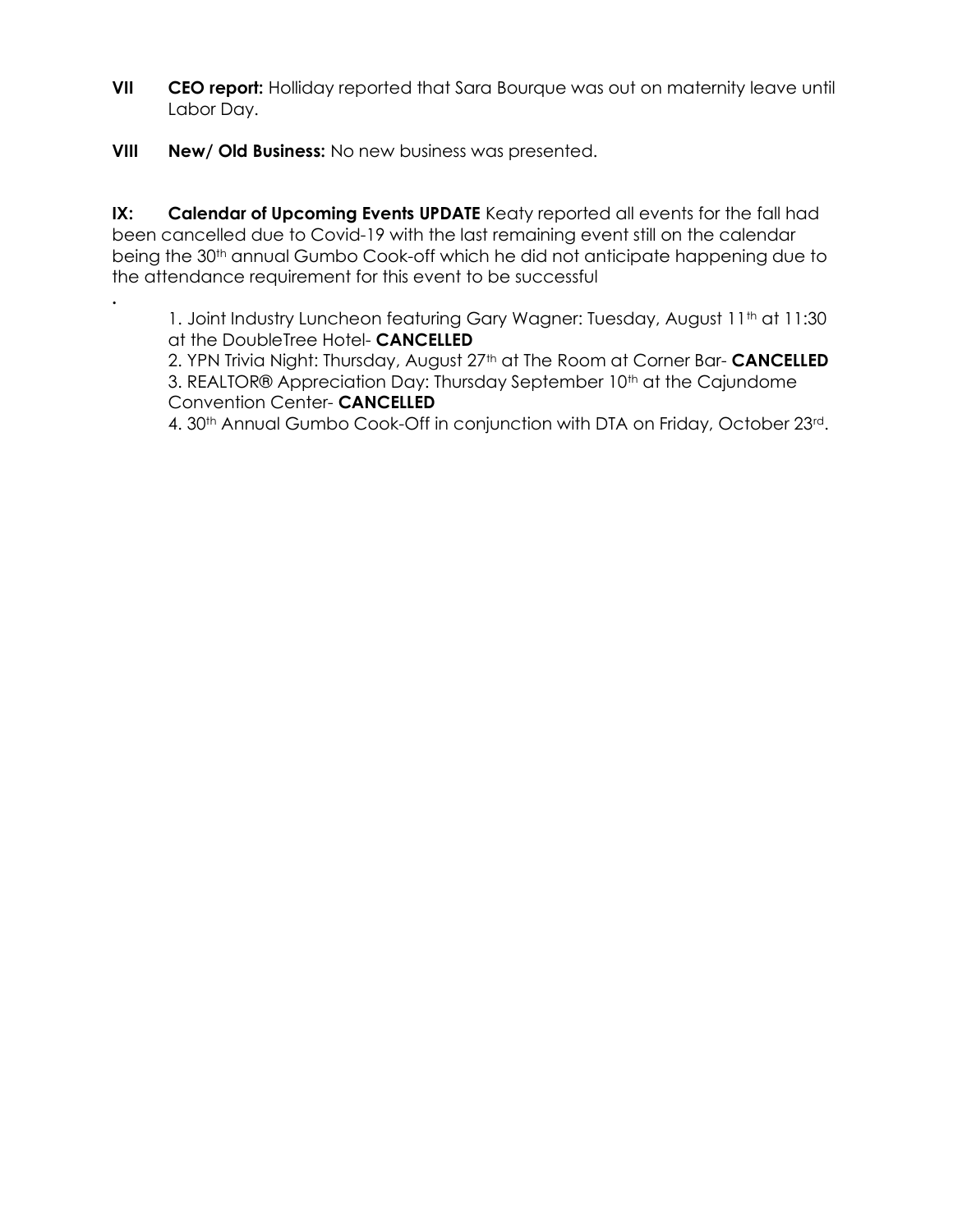**VII** **CEO report:** Holliday reported that Sara Bourque was out on maternity leave until Labor Day.

**VIII** **New/ Old Business:** No new business was presented.

**IX:** **Calendar of Upcoming Events UPDATE** Keaty reported all events for the fall had been cancelled due to Covid-19 with the last remaining event still on the calendar being the 30th annual Gumbo Cook-off which he did not anticipate happening due to the attendance requirement for this event to be successful

.

1. Joint Industry Luncheon featuring Gary Wagner: Tuesday, August 11th at 11:30 at the DoubleTree Hotel- **CANCELLED**
2. YPN Trivia Night: Thursday, August 27th at The Room at Corner Bar- **CANCELLED**
3. REALTOR® Appreciation Day: Thursday September 10th at the Cajundome Convention Center- **CANCELLED**
4. 30th Annual Gumbo Cook-Off in conjunction with DTA on Friday, October 23rd.